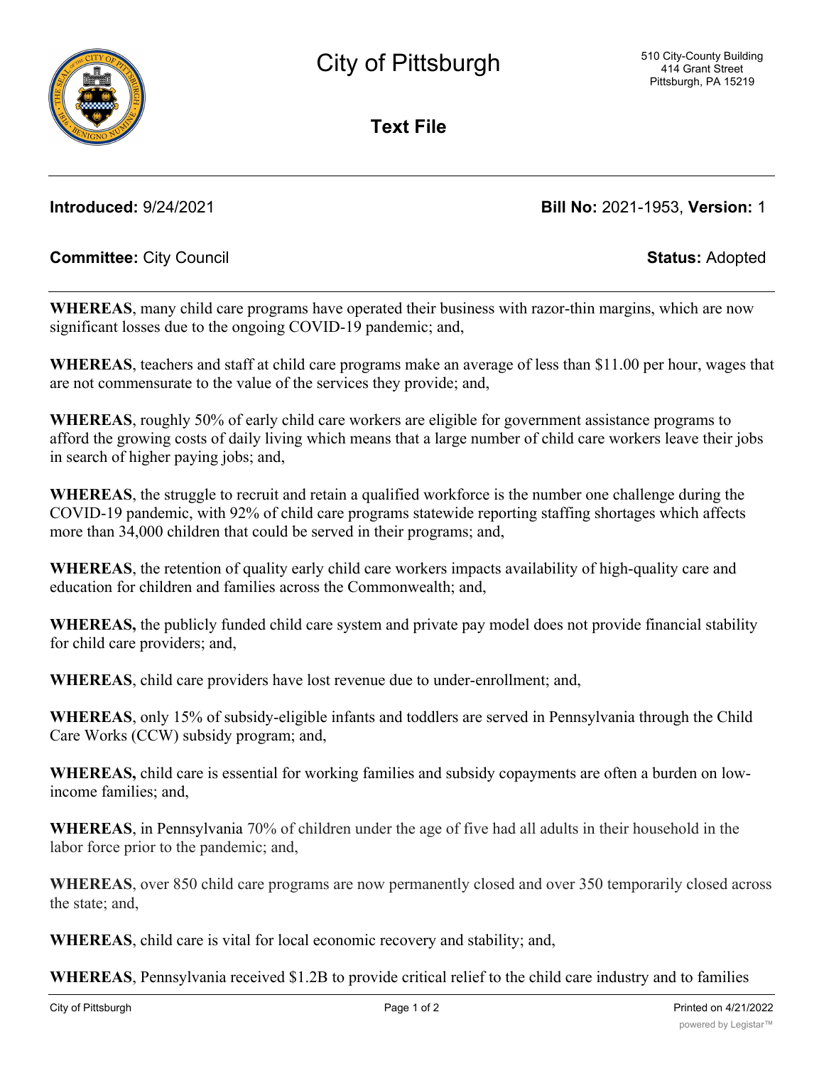# City of Pittsburgh

510 City-County Building
414 Grant Street
Pittsburgh, PA 15219

**Text File**

**Introduced:** 9/24/2021 **Bill No:** 2021-1953, **Version:** 1

**Committee:** City Council **Status:** Adopted

---

**WHEREAS**, many child care programs have operated their business with razor-thin margins, which are now significant losses due to the ongoing COVID-19 pandemic; and,

**WHEREAS**, teachers and staff at child care programs make an average of less than $11.00 per hour, wages that are not commensurate to the value of the services they provide; and,

**WHEREAS**, roughly 50% of early child care workers are eligible for government assistance programs to afford the growing costs of daily living which means that a large number of child care workers leave their jobs in search of higher paying jobs; and,

**WHEREAS**, the struggle to recruit and retain a qualified workforce is the number one challenge during the COVID-19 pandemic, with 92% of child care programs statewide reporting staffing shortages which affects more than 34,000 children that could be served in their programs; and,

**WHEREAS**, the retention of quality early child care workers impacts availability of high-quality care and education for children and families across the Commonwealth; and,

**WHEREAS,** the publicly funded child care system and private pay model does not provide financial stability for child care providers; and,

**WHEREAS**, child care providers have lost revenue due to under-enrollment; and,

**WHEREAS**, only 15% of subsidy-eligible infants and toddlers are served in Pennsylvania through the Child Care Works (CCW) subsidy program; and,

**WHEREAS,** child care is essential for working families and subsidy copayments are often a burden on low-income families; and,

**WHEREAS**, in Pennsylvania 70% of children under the age of five had all adults in their household in the labor force prior to the pandemic; and,

**WHEREAS**, over 850 child care programs are now permanently closed and over 350 temporarily closed across the state; and,

**WHEREAS**, child care is vital for local economic recovery and stability; and,

**WHEREAS**, Pennsylvania received $1.2B to provide critical relief to the child care industry and to families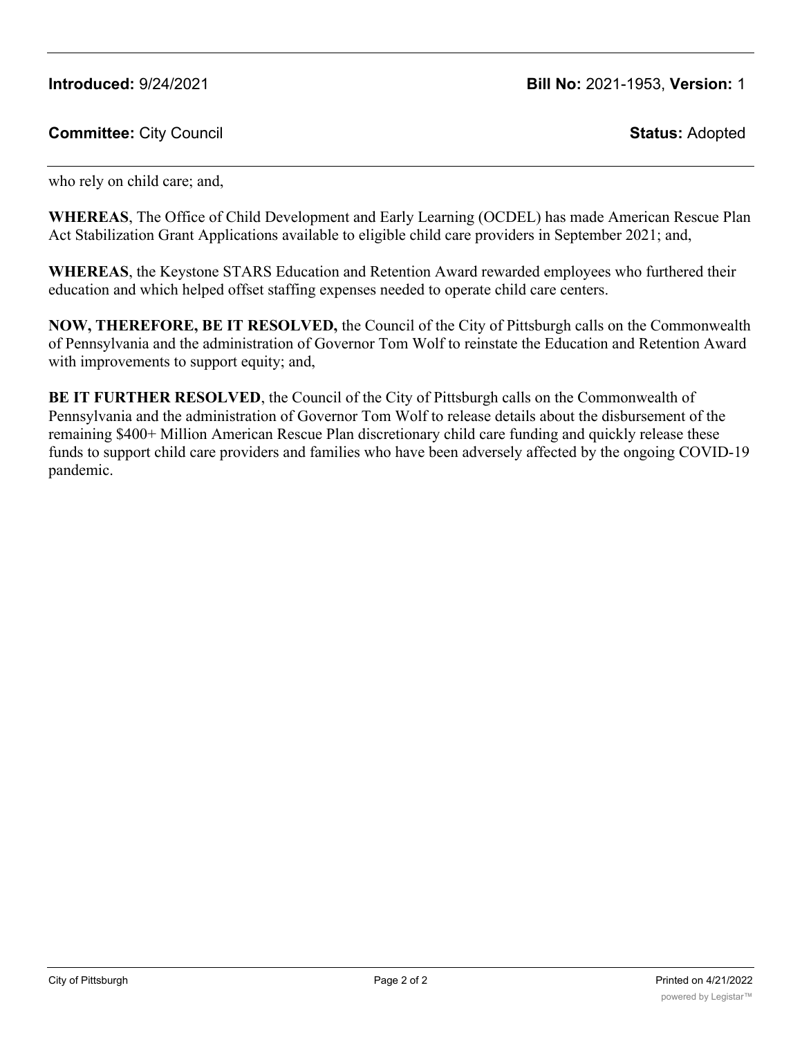**Introduced:** 9/24/2021 **Bill No:** 2021-1953, **Version:** 1

**Committee:** City Council **Status:** Adopted

who rely on child care; and,

**WHEREAS**, The Office of Child Development and Early Learning (OCDEL) has made American Rescue Plan Act Stabilization Grant Applications available to eligible child care providers in September 2021; and,

**WHEREAS**, the Keystone STARS Education and Retention Award rewarded employees who furthered their education and which helped offset staffing expenses needed to operate child care centers.

**NOW, THEREFORE, BE IT RESOLVED,** the Council of the City of Pittsburgh calls on the Commonwealth of Pennsylvania and the administration of Governor Tom Wolf to reinstate the Education and Retention Award with improvements to support equity; and,

**BE IT FURTHER RESOLVED**, the Council of the City of Pittsburgh calls on the Commonwealth of Pennsylvania and the administration of Governor Tom Wolf to release details about the disbursement of the remaining $400+ Million American Rescue Plan discretionary child care funding and quickly release these funds to support child care providers and families who have been adversely affected by the ongoing COVID-19 pandemic.